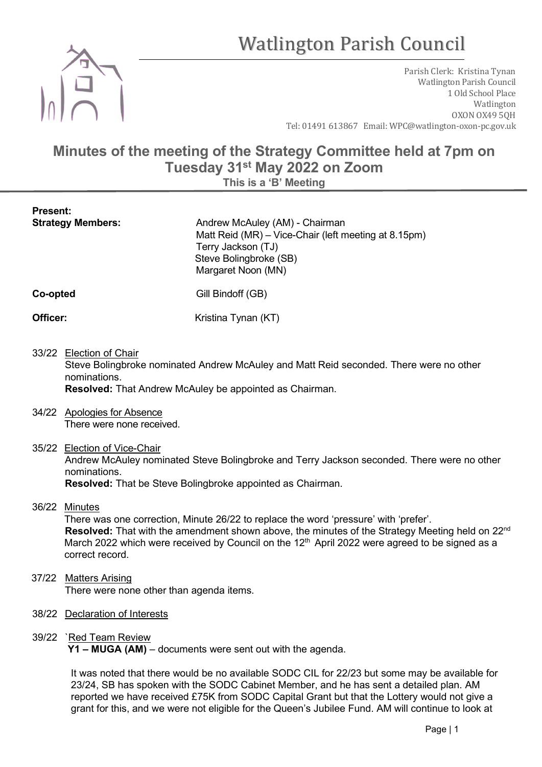# Watlington Parish Council

Parish Clerk: Kristina Tynan
Watlington Parish Council
1 Old School Place
Watlington
OXON OX49 5QH
Tel: 01491 613867 Email: WPC@watlington-oxon-pc.gov.uk

## Minutes of the meeting of the Strategy Committee held at 7pm on Tuesday 31st May 2022 on Zoom

**This is a 'B' Meeting**

**Present:**

**Strategy Members:**
- Andrew McAuley (AM) - Chairman
- Matt Reid (MR) – Vice-Chair (left meeting at 8.15pm)
- Terry Jackson (TJ)
- Steve Bolingbroke (SB)
- Margaret Noon (MN)

**Co-opted:** Gill Bindoff (GB)

**Officer:** Kristina Tynan (KT)

33/22 Election of Chair

Steve Bolingbroke nominated Andrew McAuley and Matt Reid seconded. There were no other nominations.

**Resolved:** That Andrew McAuley be appointed as Chairman.

34/22 Apologies for Absence

There were none received.

35/22 Election of Vice-Chair

Andrew McAuley nominated Steve Bolingbroke and Terry Jackson seconded. There were no other nominations.

**Resolved:** That be Steve Bolingbroke appointed as Chairman.

36/22 Minutes

There was one correction, Minute 26/22 to replace the word 'pressure' with 'prefer'.

**Resolved:** That with the amendment shown above, the minutes of the Strategy Meeting held on 22nd March 2022 which were received by Council on the 12th April 2022 were agreed to be signed as a correct record.

37/22 Matters Arising

There were none other than agenda items.

38/22 Declaration of Interests

39/22 `Red Team Review

**Y1 – MUGA (AM)** – documents were sent out with the agenda.

It was noted that there would be no available SODC CIL for 22/23 but some may be available for 23/24, SB has spoken with the SODC Cabinet Member, and he has sent a detailed plan. AM reported we have received £75K from SODC Capital Grant but that the Lottery would not give a grant for this, and we were not eligible for the Queen's Jubilee Fund. AM will continue to look at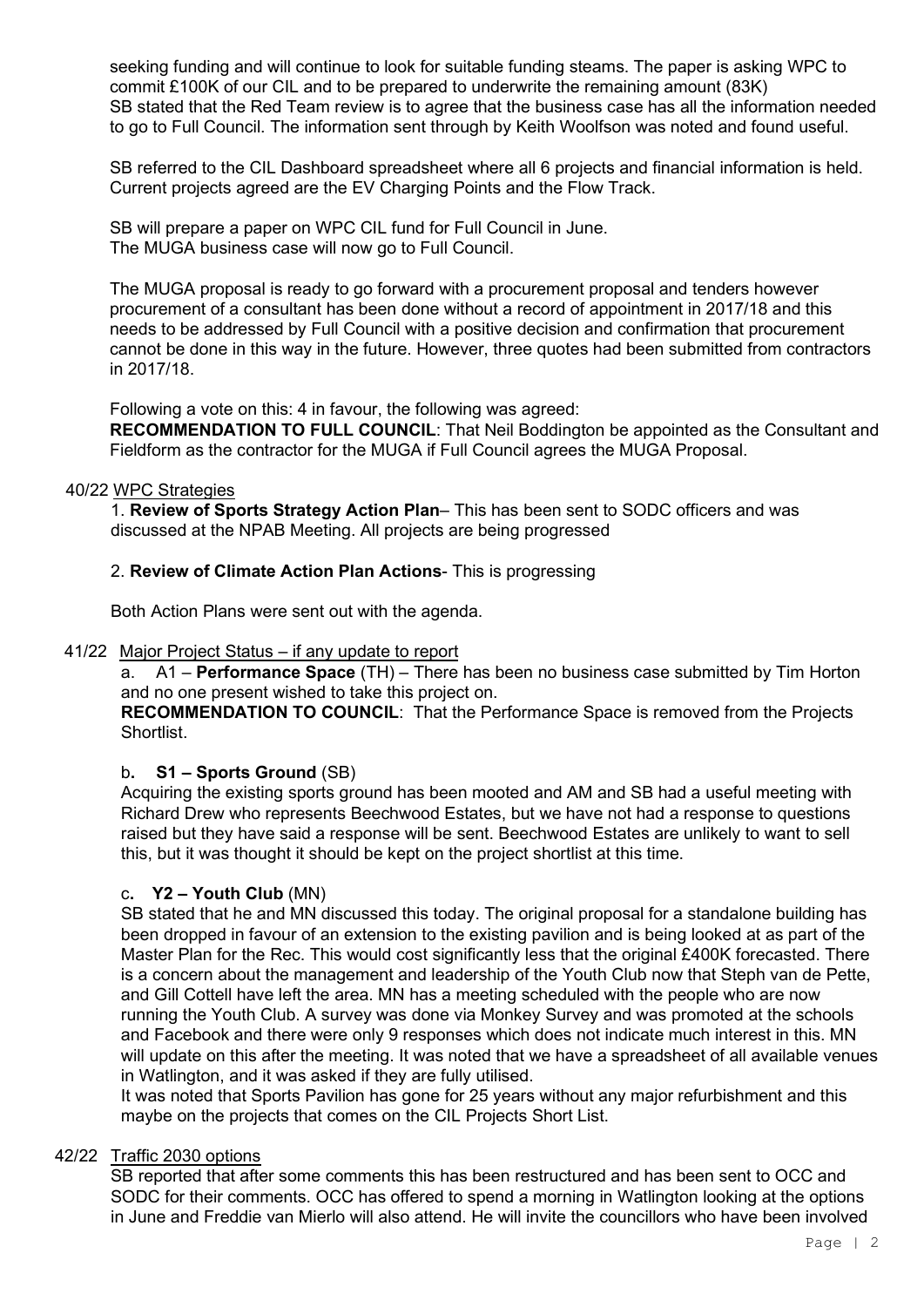seeking funding and will continue to look for suitable funding steams. The paper is asking WPC to commit £100K of our CIL and to be prepared to underwrite the remaining amount (83K)
SB stated that the Red Team review is to agree that the business case has all the information needed to go to Full Council. The information sent through by Keith Woolfson was noted and found useful.

SB referred to the CIL Dashboard spreadsheet where all 6 projects and financial information is held. Current projects agreed are the EV Charging Points and the Flow Track.

SB will prepare a paper on WPC CIL fund for Full Council in June.
The MUGA business case will now go to Full Council.

The MUGA proposal is ready to go forward with a procurement proposal and tenders however procurement of a consultant has been done without a record of appointment in 2017/18 and this needs to be addressed by Full Council with a positive decision and confirmation that procurement cannot be done in this way in the future. However, three quotes had been submitted from contractors in 2017/18.

Following a vote on this: 4 in favour, the following was agreed:
**RECOMMENDATION TO FULL COUNCIL**: That Neil Boddington be appointed as the Consultant and Fieldform as the contractor for the MUGA if Full Council agrees the MUGA Proposal.

40/22 WPC Strategies

1. **Review of Sports Strategy Action Plan**– This has been sent to SODC officers and was discussed at the NPAB Meeting. All projects are being progressed

2. **Review of Climate Action Plan Actions**- This is progressing

Both Action Plans were sent out with the agenda.

41/22 Major Project Status – if any update to report

a. A1 – **Performance Space** (TH) – There has been no business case submitted by Tim Horton and no one present wished to take this project on.
**RECOMMENDATION TO COUNCIL**: That the Performance Space is removed from the Projects Shortlist.

b**. S1 – Sports Ground** (SB)
Acquiring the existing sports ground has been mooted and AM and SB had a useful meeting with Richard Drew who represents Beechwood Estates, but we have not had a response to questions raised but they have said a response will be sent. Beechwood Estates are unlikely to want to sell this, but it was thought it should be kept on the project shortlist at this time.

c**. Y2 – Youth Club** (MN)
SB stated that he and MN discussed this today. The original proposal for a standalone building has been dropped in favour of an extension to the existing pavilion and is being looked at as part of the Master Plan for the Rec. This would cost significantly less that the original £400K forecasted. There is a concern about the management and leadership of the Youth Club now that Steph van de Pette, and Gill Cottell have left the area. MN has a meeting scheduled with the people who are now running the Youth Club. A survey was done via Monkey Survey and was promoted at the schools and Facebook and there were only 9 responses which does not indicate much interest in this. MN will update on this after the meeting. It was noted that we have a spreadsheet of all available venues in Watlington, and it was asked if they are fully utilised.
It was noted that Sports Pavilion has gone for 25 years without any major refurbishment and this maybe on the projects that comes on the CIL Projects Short List.

42/22 Traffic 2030 options

SB reported that after some comments this has been restructured and has been sent to OCC and SODC for their comments. OCC has offered to spend a morning in Watlington looking at the options in June and Freddie van Mierlo will also attend. He will invite the councillors who have been involved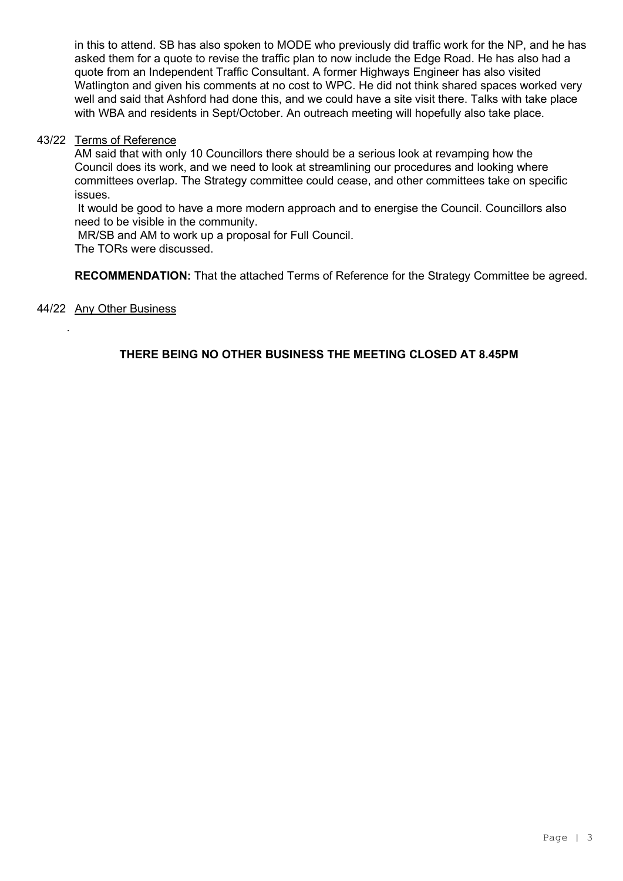in this to attend. SB has also spoken to MODE who previously did traffic work for the NP, and he has asked them for a quote to revise the traffic plan to now include the Edge Road. He has also had a quote from an Independent Traffic Consultant. A former Highways Engineer has also visited Watlington and given his comments at no cost to WPC. He did not think shared spaces worked very well and said that Ashford had done this, and we could have a site visit there. Talks with take place with WBA and residents in Sept/October. An outreach meeting will hopefully also take place.

43/22 Terms of Reference

AM said that with only 10 Councillors there should be a serious look at revamping how the Council does its work, and we need to look at streamlining our procedures and looking where committees overlap. The Strategy committee could cease, and other committees take on specific issues.

It would be good to have a more modern approach and to energise the Council. Councillors also need to be visible in the community.

MR/SB and AM to work up a proposal for Full Council.

The TORs were discussed.

**RECOMMENDATION:** That the attached Terms of Reference for the Strategy Committee be agreed.

44/22 Any Other Business

.

**THERE BEING NO OTHER BUSINESS THE MEETING CLOSED AT 8.45PM**